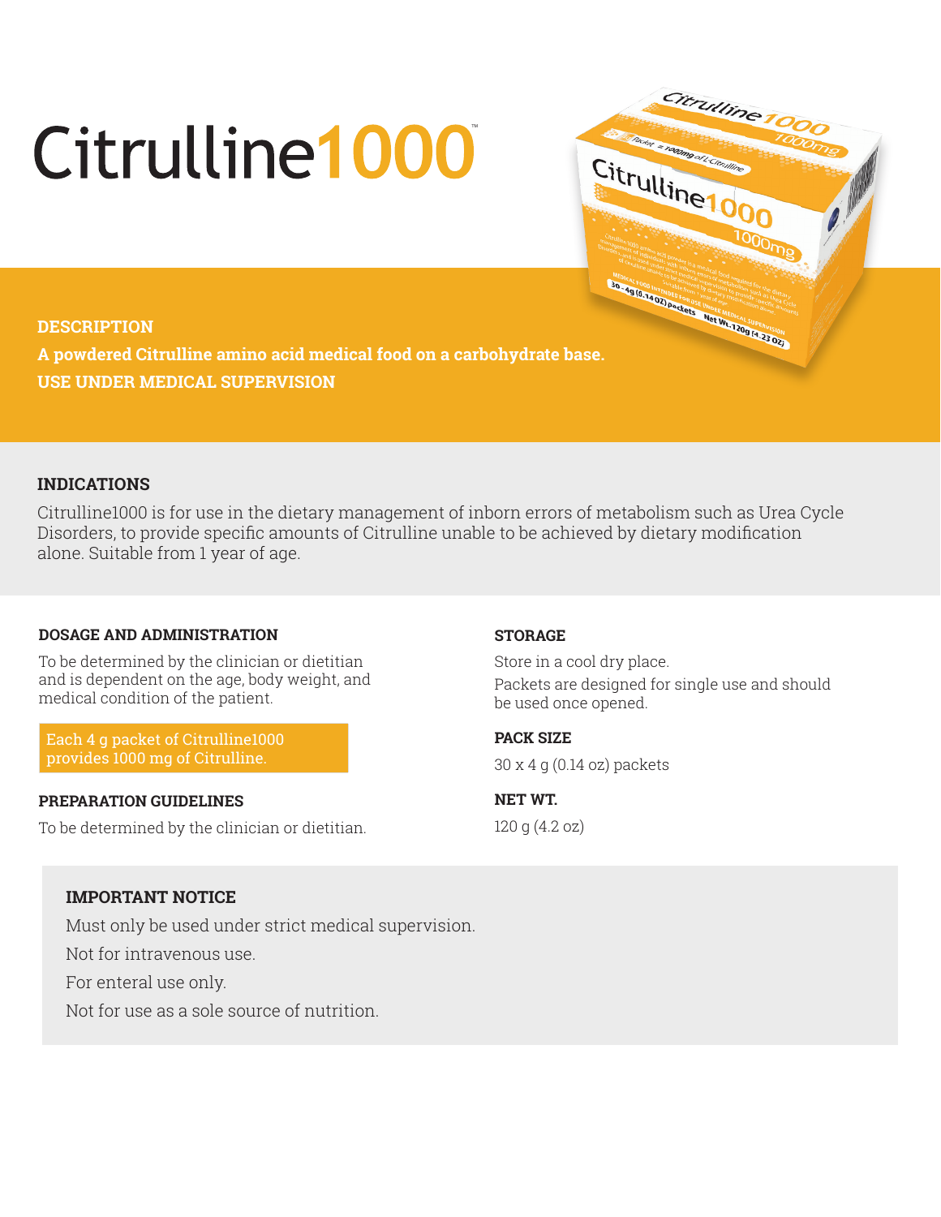# Citrulline1000™

## DESCRIPTION

**A powdered Citrulline amino acid medical food on a carbohydrate base.**

**USE UNDER MEDICAL SUPERVISION**

## INDICATIONS

Citrulline1000 is for use in the dietary management of inborn errors of metabolism such as Urea Cycle Disorders, to provide specific amounts of Citrulline unable to be achieved by dietary modification alone. Suitable from 1 year of age.

### DOSAGE AND ADMINISTRATION

To be determined by the clinician or dietitian and is dependent on the age, body weight, and medical condition of the patient.

Each 4 g packet of Citrulline1000 provides 1000 mg of Citrulline.

### PREPARATION GUIDELINES

To be determined by the clinician or dietitian.

### STORAGE

Store in a cool dry place.

Packets are designed for single use and should be used once opened.

### PACK SIZE

30 x 4 g (0.14 oz) packets

### NET WT.

120 g (4.2 oz)

### IMPORTANT NOTICE

Must only be used under strict medical supervision.

Not for intravenous use.

For enteral use only.

Not for use as a sole source of nutrition.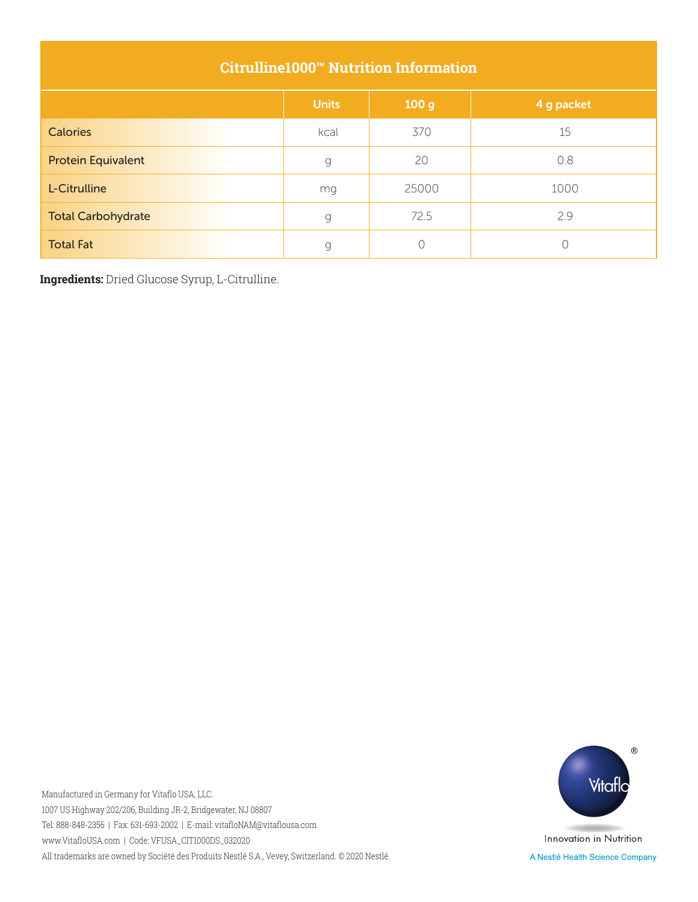## Citrulline1000™ Nutrition Information

| | Units | 100 g | 4 g packet |
|---|---|---|---|
| Calories | kcal | 370 | 15 |
| Protein Equivalent | g | 20 | 0.8 |
| L-Citrulline | mg | 25000 | 1000 |
| Total Carbohydrate | g | 72.5 | 2.9 |
| Total Fat | g | 0 | 0 |

**Ingredients:** Dried Glucose Syrup, L-Citrulline.

Manufactured in Germany for Vitaflo USA, LLC.
1007 US Highway 202/206, Building JR-2, Bridgewater, NJ 08807
Tel: 888-848-2356 | Fax: 631-693-2002 | E-mail: vitafloNAM@vitaflousa.com
www.VitafloUSA.com | Code: VFUSA_CIT1000DS_032020
All trademarks are owned by Société des Produits Nestlé S.A., Vevey, Switzerland. © 2020 Nestlé.

Vitaflo®
Innovation in Nutrition
A Nestlé Health Science Company